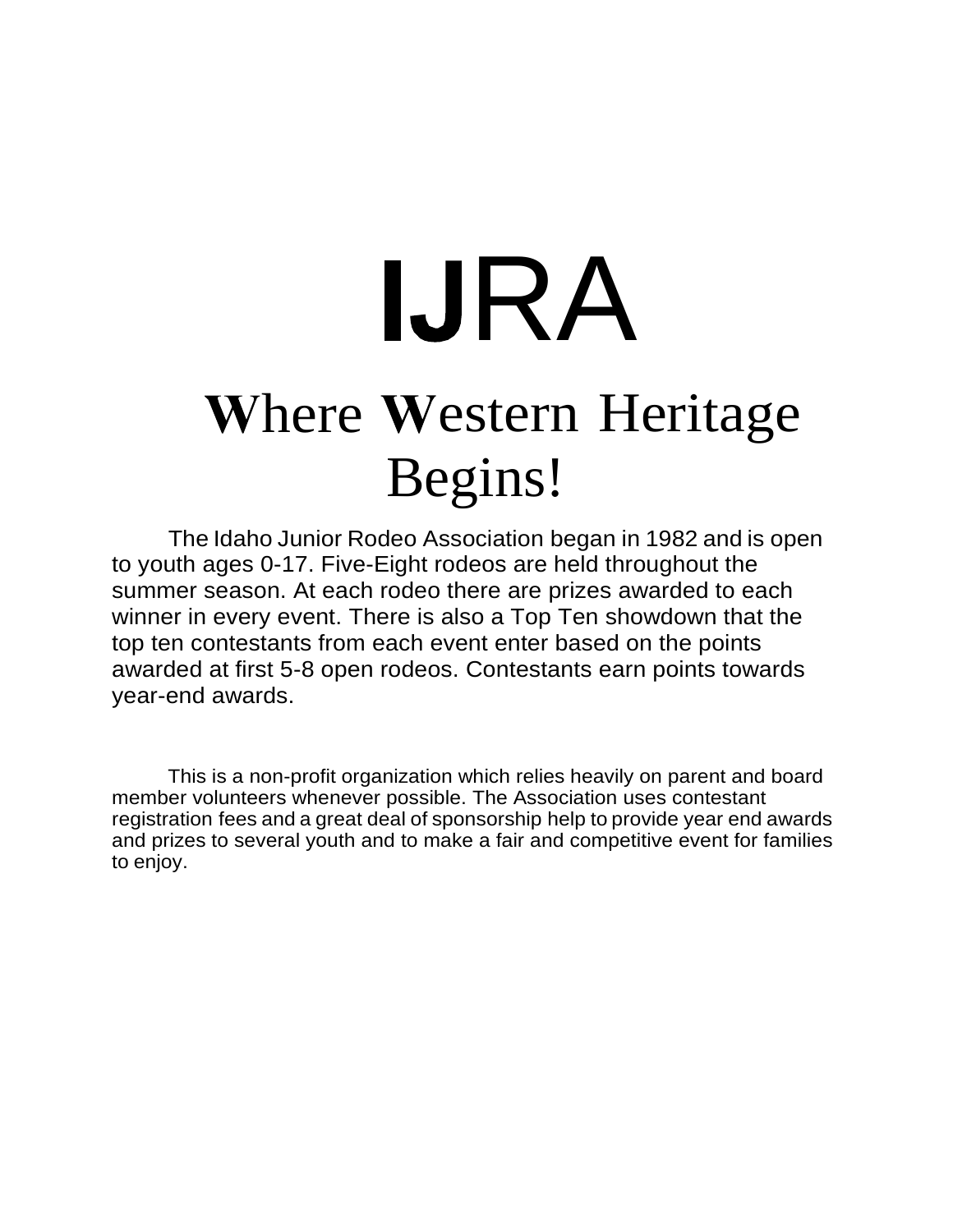# IJRA

## **W**here **W**estern Heritage Begins!

The Idaho Junior Rodeo Association began in 1982 and is open to youth ages 0-17. Five-Eight rodeos are held throughout the summer season. At each rodeo there are prizes awarded to each winner in every event. There is also a Top Ten showdown that the top ten contestants from each event enter based on the points awarded at first 5-8 open rodeos. Contestants earn points towards year-end awards.

This is a non-profit organization which relies heavily on parent and board member volunteers whenever possible. The Association uses contestant registration fees and a great deal of sponsorship help to provide year end awards and prizes to several youth and to make a fair and competitive event for families to enjoy.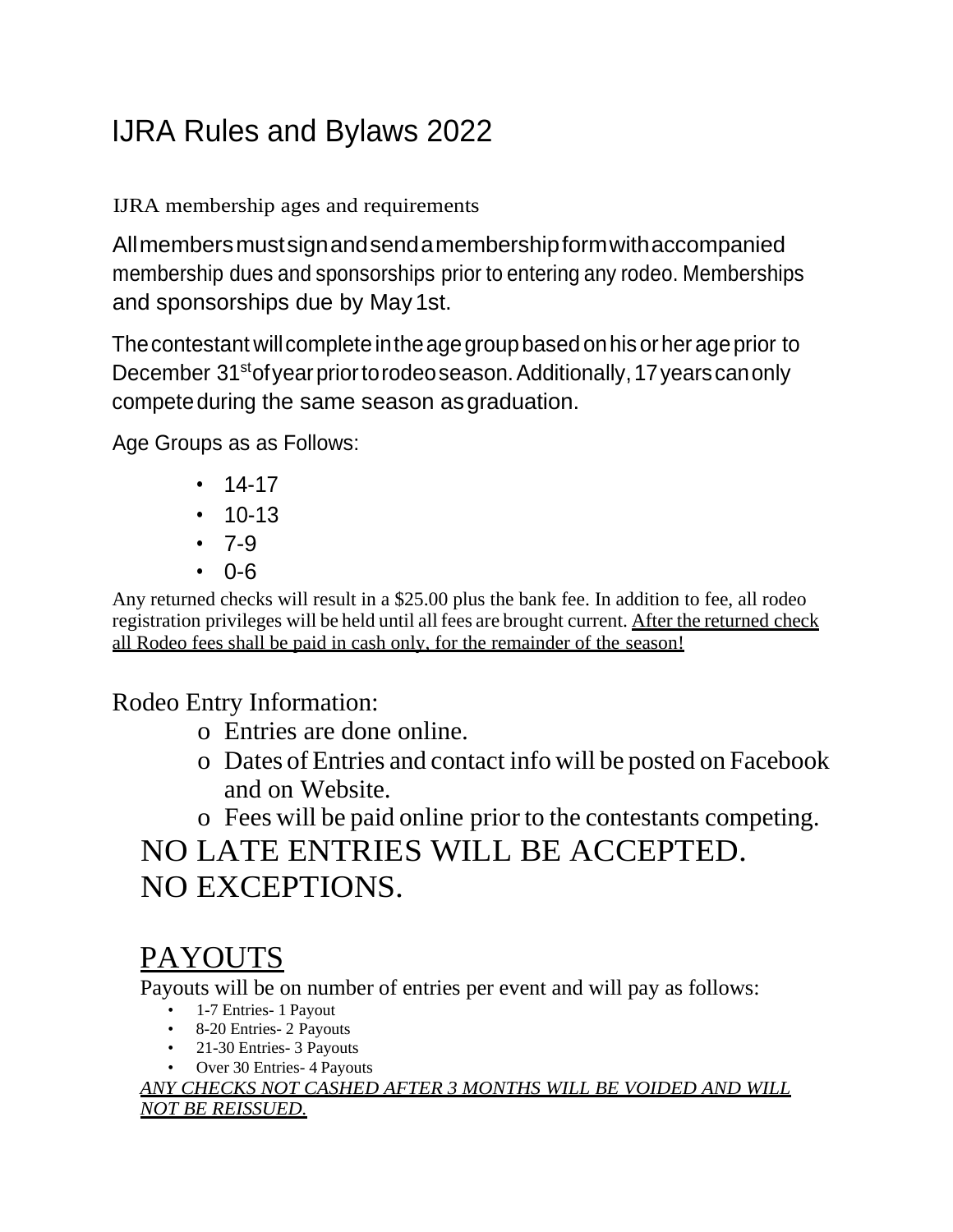# IJRA Rules and Bylaws 2022

IJRA membership ages and requirements

All members must sign and send a membership form with accompanied membership dues and sponsorships prior to entering any rodeo. Memberships and sponsorships due by May 1st.

The contestant will complete in the age group based on his or her age prior to December 31st of year prior to rodeo season. Additionally, 17 years can only compete during the same season as graduation.

Age Groups as as Follows:

- 14-17
- 10-13
- 7-9
- 0-6

Any returned checks will result in a $25.00 plus the bank fee. In addition to fee, all rodeo registration privileges will be held until all fees are brought current. <u>After the returned check all Rodeo fees shall be paid in cash only, for the remainder of the season!</u>

## Rodeo Entry Information:

- Entries are done online.
- Dates of Entries and contact info will be posted on Facebook and on Website.
- Fees will be paid online prior to the contestants competing.

NO LATE ENTRIES WILL BE ACCEPTED.
NO EXCEPTIONS.

## <u>PAYOUTS</u>

Payouts will be on number of entries per event and will pay as follows:

- 1-7 Entries- 1 Payout
- 8-20 Entries- 2 Payouts
- 21-30 Entries- 3 Payouts
- Over 30 Entries- 4 Payouts

<u>*ANY CHECKS NOT CASHED AFTER 3 MONTHS WILL BE VOIDED AND WILL NOT BE REISSUED.*</u>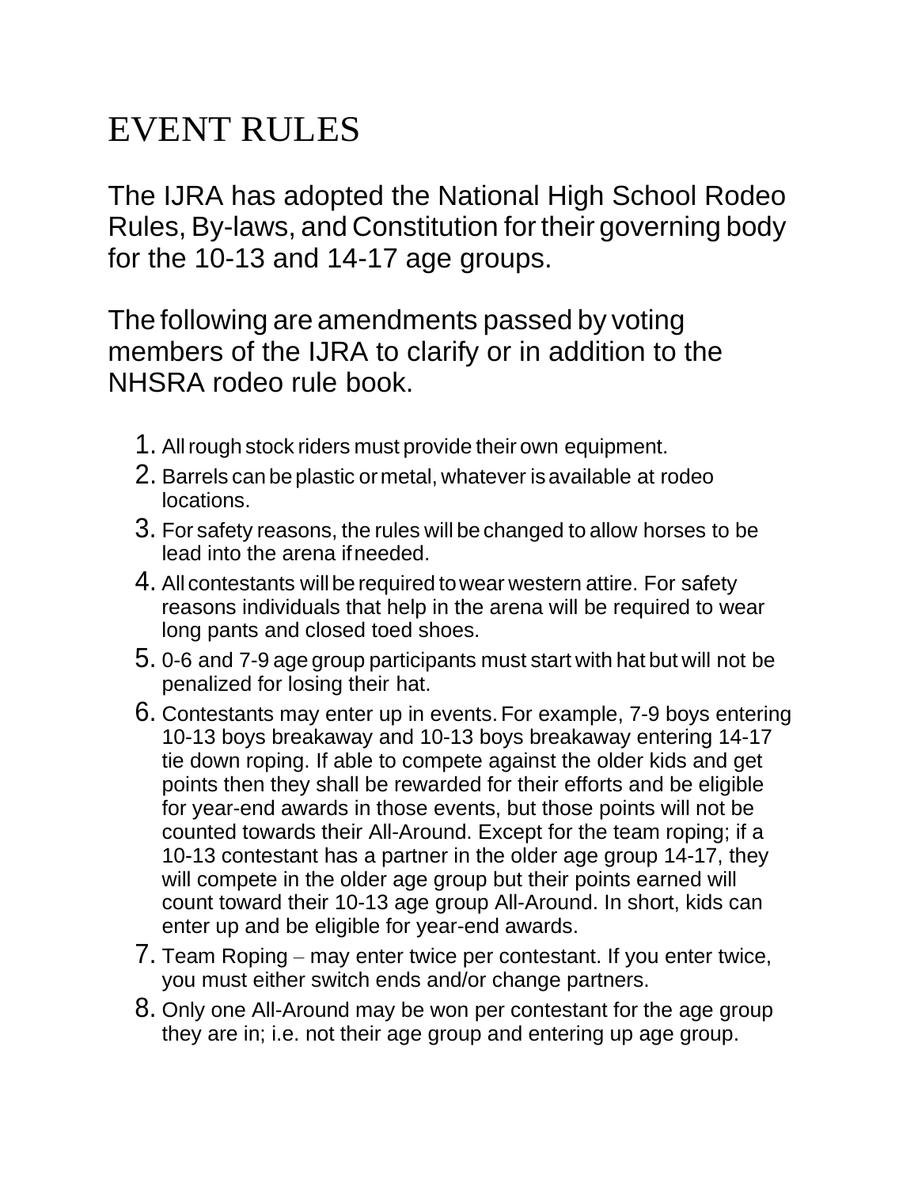# EVENT RULES

The IJRA has adopted the National High School Rodeo Rules, By-laws, and Constitution for their governing body for the 10-13 and 14-17 age groups.

The following are amendments passed by voting members of the IJRA to clarify or in addition to the NHSRA rodeo rule book.

1. All rough stock riders must provide their own equipment.
2. Barrels can be plastic or metal, whatever is available at rodeo locations.
3. For safety reasons, the rules will be changed to allow horses to be lead into the arena if needed.
4. All contestants will be required to wear western attire. For safety reasons individuals that help in the arena will be required to wear long pants and closed toed shoes.
5. 0-6 and 7-9 age group participants must start with hat but will not be penalized for losing their hat.
6. Contestants may enter up in events. For example, 7-9 boys entering 10-13 boys breakaway and 10-13 boys breakaway entering 14-17 tie down roping. If able to compete against the older kids and get points then they shall be rewarded for their efforts and be eligible for year-end awards in those events, but those points will not be counted towards their All-Around. Except for the team roping; if a 10-13 contestant has a partner in the older age group 14-17, they will compete in the older age group but their points earned will count toward their 10-13 age group All-Around. In short, kids can enter up and be eligible for year-end awards.
7. Team Roping – may enter twice per contestant. If you enter twice, you must either switch ends and/or change partners.
8. Only one All-Around may be won per contestant for the age group they are in; i.e. not their age group and entering up age group.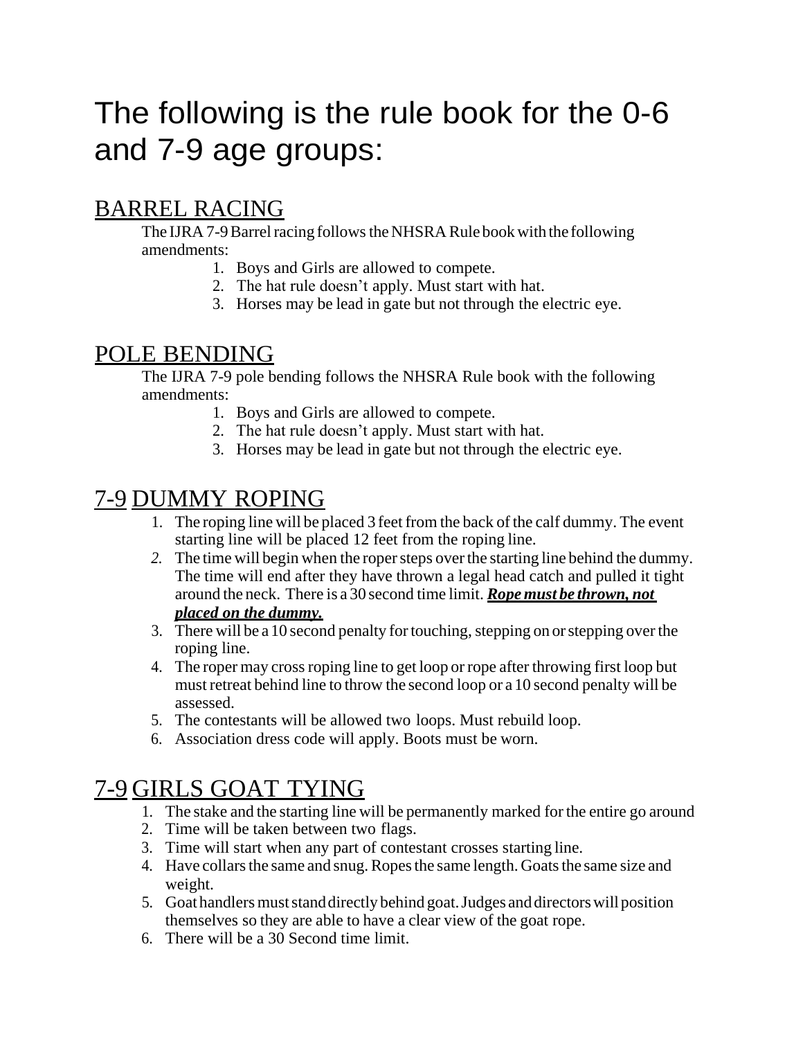# The following is the rule book for the 0-6 and 7-9 age groups:

## BARREL RACING

The IJRA 7-9 Barrel racing follows the NHSRA Rule book with the following amendments:

1. Boys and Girls are allowed to compete.
2. The hat rule doesn't apply. Must start with hat.
3. Horses may be lead in gate but not through the electric eye.

## POLE BENDING

The IJRA 7-9 pole bending follows the NHSRA Rule book with the following amendments:

1. Boys and Girls are allowed to compete.
2. The hat rule doesn't apply. Must start with hat.
3. Horses may be lead in gate but not through the electric eye.

## 7-9 DUMMY ROPING

1. The roping line will be placed 3 feet from the back of the calf dummy. The event starting line will be placed 12 feet from the roping line.
2. The time will begin when the roper steps over the starting line behind the dummy. The time will end after they have thrown a legal head catch and pulled it tight around the neck. There is a 30 second time limit. ***Rope must be thrown, not placed on the dummy.***
3. There will be a 10 second penalty for touching, stepping on or stepping over the roping line.
4. The roper may cross roping line to get loop or rope after throwing first loop but must retreat behind line to throw the second loop or a 10 second penalty will be assessed.
5. The contestants will be allowed two loops. Must rebuild loop.
6. Association dress code will apply. Boots must be worn.

## 7-9 GIRLS GOAT TYING

1. The stake and the starting line will be permanently marked for the entire go around
2. Time will be taken between two flags.
3. Time will start when any part of contestant crosses starting line.
4. Have collars the same and snug. Ropes the same length. Goats the same size and weight.
5. Goat handlers must stand directly behind goat. Judges and directors will position themselves so they are able to have a clear view of the goat rope.
6. There will be a 30 Second time limit.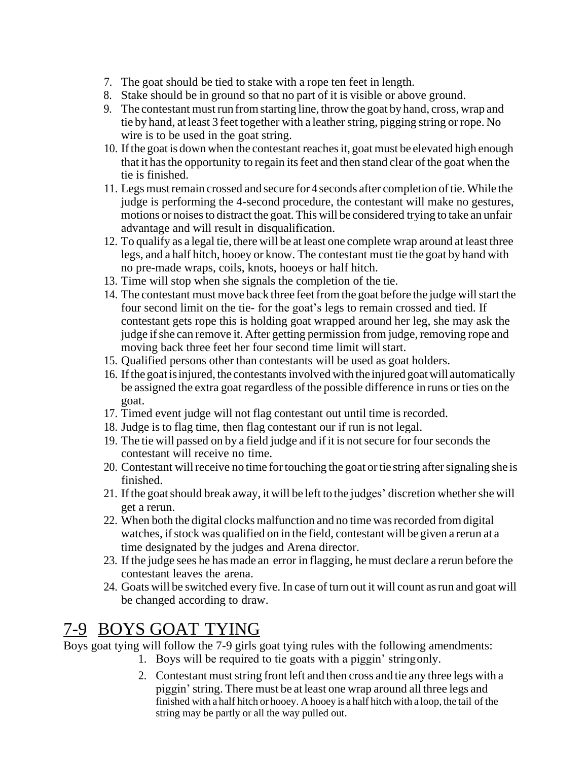7. The goat should be tied to stake with a rope ten feet in length.
8. Stake should be in ground so that no part of it is visible or above ground.
9. The contestant must run from starting line, throw the goat by hand, cross, wrap and tie by hand, at least 3 feet together with a leather string, pigging string or rope. No wire is to be used in the goat string.
10. If the goat is down when the contestant reaches it, goat must be elevated high enough that it has the opportunity to regain its feet and then stand clear of the goat when the tie is finished.
11. Legs must remain crossed and secure for 4 seconds after completion of tie. While the judge is performing the 4-second procedure, the contestant will make no gestures, motions or noises to distract the goat. This will be considered trying to take an unfair advantage and will result in disqualification.
12. To qualify as a legal tie, there will be at least one complete wrap around at least three legs, and a half hitch, hooey or know. The contestant must tie the goat by hand with no pre-made wraps, coils, knots, hooeys or half hitch.
13. Time will stop when she signals the completion of the tie.
14. The contestant must move back three feet from the goat before the judge will start the four second limit on the tie- for the goat's legs to remain crossed and tied. If contestant gets rope this is holding goat wrapped around her leg, she may ask the judge if she can remove it. After getting permission from judge, removing rope and moving back three feet her four second time limit will start.
15. Qualified persons other than contestants will be used as goat holders.
16. If the goat is injured, the contestants involved with the injured goat will automatically be assigned the extra goat regardless of the possible difference in runs or ties on the goat.
17. Timed event judge will not flag contestant out until time is recorded.
18. Judge is to flag time, then flag contestant our if run is not legal.
19. The tie will passed on by a field judge and if it is not secure for four seconds the contestant will receive no time.
20. Contestant will receive no time for touching the goat or tie string after signaling she is finished.
21. If the goat should break away, it will be left to the judges' discretion whether she will get a rerun.
22. When both the digital clocks malfunction and no time was recorded from digital watches, if stock was qualified on in the field, contestant will be given a rerun at a time designated by the judges and Arena director.
23. If the judge sees he has made an error in flagging, he must declare a rerun before the contestant leaves the arena.
24. Goats will be switched every five. In case of turn out it will count as run and goat will be changed according to draw.

# 7-9 BOYS GOAT TYING

Boys goat tying will follow the 7-9 girls goat tying rules with the following amendments:

1. Boys will be required to tie goats with a piggin' string only.
2. Contestant must string front left and then cross and tie any three legs with a piggin' string. There must be at least one wrap around all three legs and finished with a half hitch or hooey. A hooey is a half hitch with a loop, the tail of the string may be partly or all the way pulled out.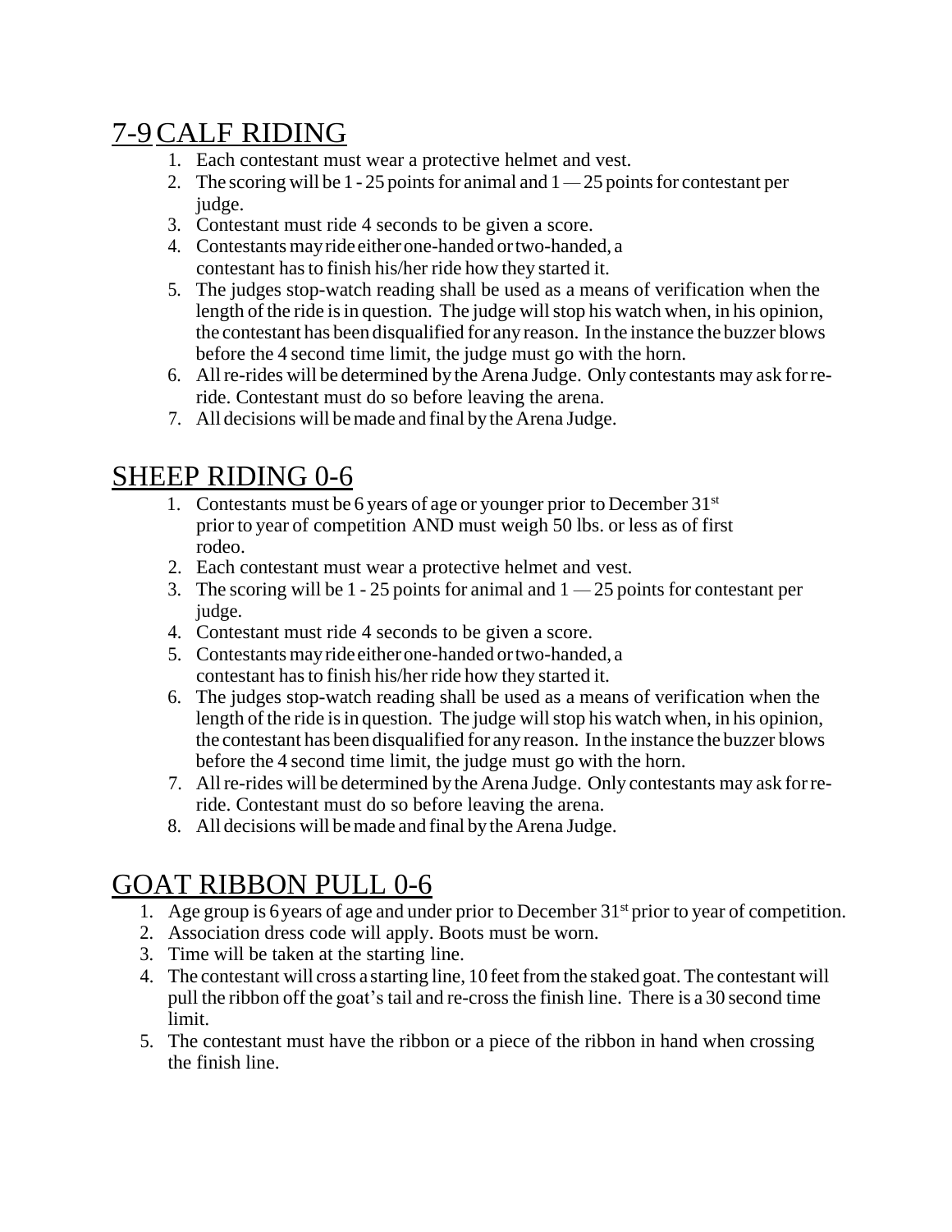## 7-9 CALF RIDING

1. Each contestant must wear a protective helmet and vest.
2. The scoring will be 1 - 25 points for animal and 1 — 25 points for contestant per judge.
3. Contestant must ride 4 seconds to be given a score.
4. Contestants may ride either one-handed or two-handed, a contestant has to finish his/her ride how they started it.
5. The judges stop-watch reading shall be used as a means of verification when the length of the ride is in question. The judge will stop his watch when, in his opinion, the contestant has been disqualified for any reason. In the instance the buzzer blows before the 4 second time limit, the judge must go with the horn.
6. All re-rides will be determined by the Arena Judge. Only contestants may ask for re-ride. Contestant must do so before leaving the arena.
7. All decisions will be made and final by the Arena Judge.

## SHEEP RIDING 0-6

1. Contestants must be 6 years of age or younger prior to December 31st prior to year of competition AND must weigh 50 lbs. or less as of first rodeo.
2. Each contestant must wear a protective helmet and vest.
3. The scoring will be 1 - 25 points for animal and 1 — 25 points for contestant per judge.
4. Contestant must ride 4 seconds to be given a score.
5. Contestants may ride either one-handed or two-handed, a contestant has to finish his/her ride how they started it.
6. The judges stop-watch reading shall be used as a means of verification when the length of the ride is in question. The judge will stop his watch when, in his opinion, the contestant has been disqualified for any reason. In the instance the buzzer blows before the 4 second time limit, the judge must go with the horn.
7. All re-rides will be determined by the Arena Judge. Only contestants may ask for re-ride. Contestant must do so before leaving the arena.
8. All decisions will be made and final by the Arena Judge.

## GOAT RIBBON PULL 0-6

1. Age group is 6 years of age and under prior to December 31st prior to year of competition.
2. Association dress code will apply. Boots must be worn.
3. Time will be taken at the starting line.
4. The contestant will cross a starting line, 10 feet from the staked goat. The contestant will pull the ribbon off the goat's tail and re-cross the finish line. There is a 30 second time limit.
5. The contestant must have the ribbon or a piece of the ribbon in hand when crossing the finish line.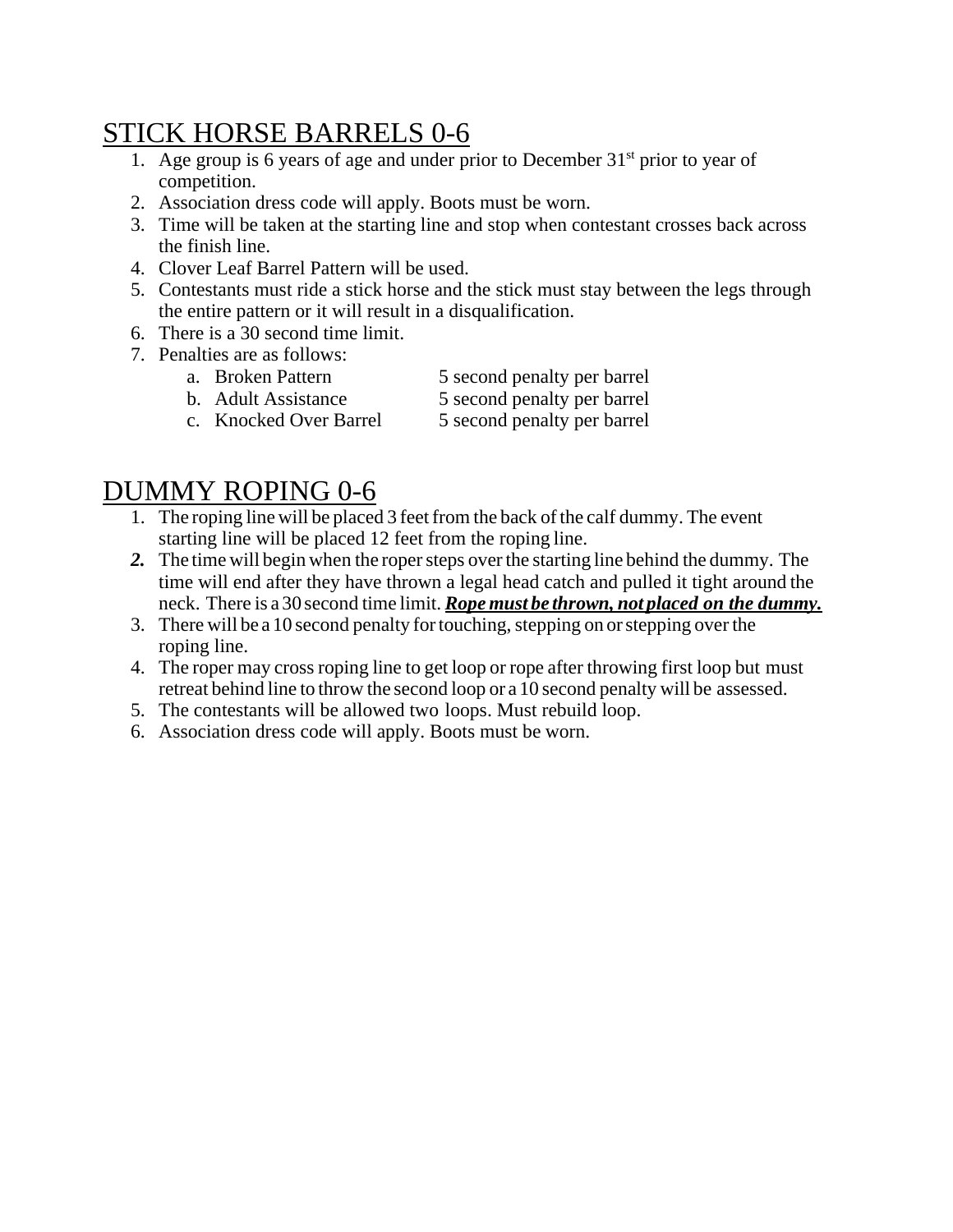## STICK HORSE BARRELS 0-6

1. Age group is 6 years of age and under prior to December 31st prior to year of competition.
2. Association dress code will apply. Boots must be worn.
3. Time will be taken at the starting line and stop when contestant crosses back across the finish line.
4. Clover Leaf Barrel Pattern will be used.
5. Contestants must ride a stick horse and the stick must stay between the legs through the entire pattern or it will result in a disqualification.
6. There is a 30 second time limit.
7. Penalties are as follows:
   a. Broken Pattern — 5 second penalty per barrel
   b. Adult Assistance — 5 second penalty per barrel
   c. Knocked Over Barrel — 5 second penalty per barrel

## DUMMY ROPING 0-6

1. The roping line will be placed 3 feet from the back of the calf dummy. The event starting line will be placed 12 feet from the roping line.
2. The time will begin when the roper steps over the starting line behind the dummy. The time will end after they have thrown a legal head catch and pulled it tight around the neck. There is a 30 second time limit. ***Rope must be thrown, not placed on the dummy.***
3. There will be a 10 second penalty for touching, stepping on or stepping over the roping line.
4. The roper may cross roping line to get loop or rope after throwing first loop but must retreat behind line to throw the second loop or a 10 second penalty will be assessed.
5. The contestants will be allowed two loops. Must rebuild loop.
6. Association dress code will apply. Boots must be worn.